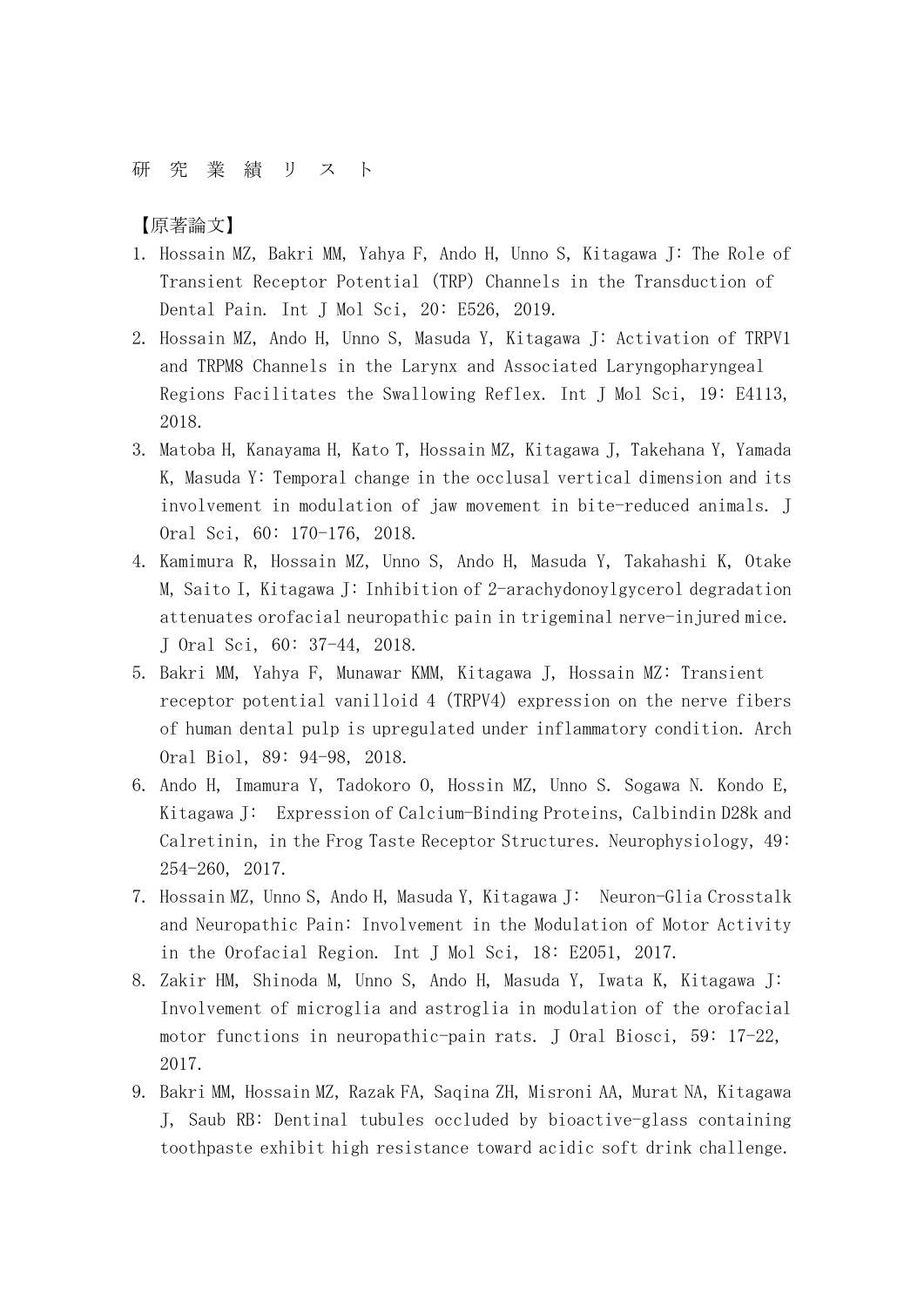研 究 業 績 リ ス ト

【原著論文】

1. Hossain MZ, Bakri MM, Yahya F, Ando H, Unno S, Kitagawa J: The Role of Transient Receptor Potential (TRP) Channels in the Transduction of Dental Pain. Int J Mol Sci, 20: E526, 2019.
2. Hossain MZ, Ando H, Unno S, Masuda Y, Kitagawa J: Activation of TRPV1 and TRPM8 Channels in the Larynx and Associated Laryngopharyngeal Regions Facilitates the Swallowing Reflex. Int J Mol Sci, 19: E4113, 2018.
3. Matoba H, Kanayama H, Kato T, Hossain MZ, Kitagawa J, Takehana Y, Yamada K, Masuda Y: Temporal change in the occlusal vertical dimension and its involvement in modulation of jaw movement in bite-reduced animals. J Oral Sci, 60: 170-176, 2018.
4. Kamimura R, Hossain MZ, Unno S, Ando H, Masuda Y, Takahashi K, Otake M, Saito I, Kitagawa J: Inhibition of 2-arachydonoylgycerol degradation attenuates orofacial neuropathic pain in trigeminal nerve-injured mice. J Oral Sci, 60: 37-44, 2018.
5. Bakri MM, Yahya F, Munawar KMM, Kitagawa J, Hossain MZ: Transient receptor potential vanilloid 4 (TRPV4) expression on the nerve fibers of human dental pulp is upregulated under inflammatory condition. Arch Oral Biol, 89: 94-98, 2018.
6. Ando H, Imamura Y, Tadokoro O, Hossin MZ, Unno S. Sogawa N. Kondo E, Kitagawa J: Expression of Calcium-Binding Proteins, Calbindin D28k and Calretinin, in the Frog Taste Receptor Structures. Neurophysiology, 49: 254-260, 2017.
7. Hossain MZ, Unno S, Ando H, Masuda Y, Kitagawa J: Neuron-Glia Crosstalk and Neuropathic Pain: Involvement in the Modulation of Motor Activity in the Orofacial Region. Int J Mol Sci, 18: E2051, 2017.
8. Zakir HM, Shinoda M, Unno S, Ando H, Masuda Y, Iwata K, Kitagawa J: Involvement of microglia and astroglia in modulation of the orofacial motor functions in neuropathic-pain rats. J Oral Biosci, 59: 17-22, 2017.
9. Bakri MM, Hossain MZ, Razak FA, Saqina ZH, Misroni AA, Murat NA, Kitagawa J, Saub RB: Dentinal tubules occluded by bioactive-glass containing toothpaste exhibit high resistance toward acidic soft drink challenge.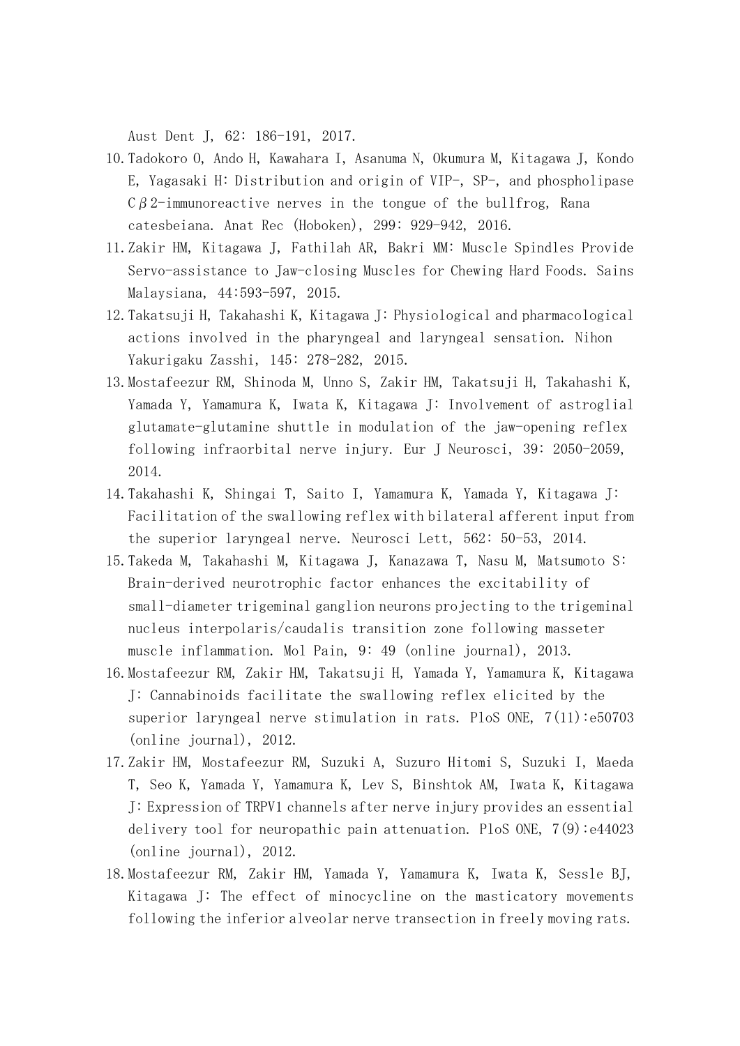Aust Dent J, 62: 186-191, 2017.

10. Tadokoro O, Ando H, Kawahara I, Asanuma N, Okumura M, Kitagawa J, Kondo E, Yagasaki H: Distribution and origin of VIP-, SP-, and phospholipase Cβ2-immunoreactive nerves in the tongue of the bullfrog, Rana catesbeiana. Anat Rec (Hoboken), 299: 929-942, 2016.
11. Zakir HM, Kitagawa J, Fathilah AR, Bakri MM: Muscle Spindles Provide Servo-assistance to Jaw-closing Muscles for Chewing Hard Foods. Sains Malaysiana, 44:593-597, 2015.
12. Takatsuji H, Takahashi K, Kitagawa J: Physiological and pharmacological actions involved in the pharyngeal and laryngeal sensation. Nihon Yakurigaku Zasshi, 145: 278-282, 2015.
13. Mostafeezur RM, Shinoda M, Unno S, Zakir HM, Takatsuji H, Takahashi K, Yamada Y, Yamamura K, Iwata K, Kitagawa J: Involvement of astroglial glutamate-glutamine shuttle in modulation of the jaw-opening reflex following infraorbital nerve injury. Eur J Neurosci, 39: 2050-2059, 2014.
14. Takahashi K, Shingai T, Saito I, Yamamura K, Yamada Y, Kitagawa J: Facilitation of the swallowing reflex with bilateral afferent input from the superior laryngeal nerve. Neurosci Lett, 562: 50-53, 2014.
15. Takeda M, Takahashi M, Kitagawa J, Kanazawa T, Nasu M, Matsumoto S: Brain-derived neurotrophic factor enhances the excitability of small-diameter trigeminal ganglion neurons projecting to the trigeminal nucleus interpolaris/caudalis transition zone following masseter muscle inflammation. Mol Pain, 9: 49 (online journal), 2013.
16. Mostafeezur RM, Zakir HM, Takatsuji H, Yamada Y, Yamamura K, Kitagawa J: Cannabinoids facilitate the swallowing reflex elicited by the superior laryngeal nerve stimulation in rats. PloS ONE, 7(11):e50703 (online journal), 2012.
17. Zakir HM, Mostafeezur RM, Suzuki A, Suzuro Hitomi S, Suzuki I, Maeda T, Seo K, Yamada Y, Yamamura K, Lev S, Binshtok AM, Iwata K, Kitagawa J: Expression of TRPV1 channels after nerve injury provides an essential delivery tool for neuropathic pain attenuation. PloS ONE, 7(9):e44023 (online journal), 2012.
18. Mostafeezur RM, Zakir HM, Yamada Y, Yamamura K, Iwata K, Sessle BJ, Kitagawa J: The effect of minocycline on the masticatory movements following the inferior alveolar nerve transection in freely moving rats.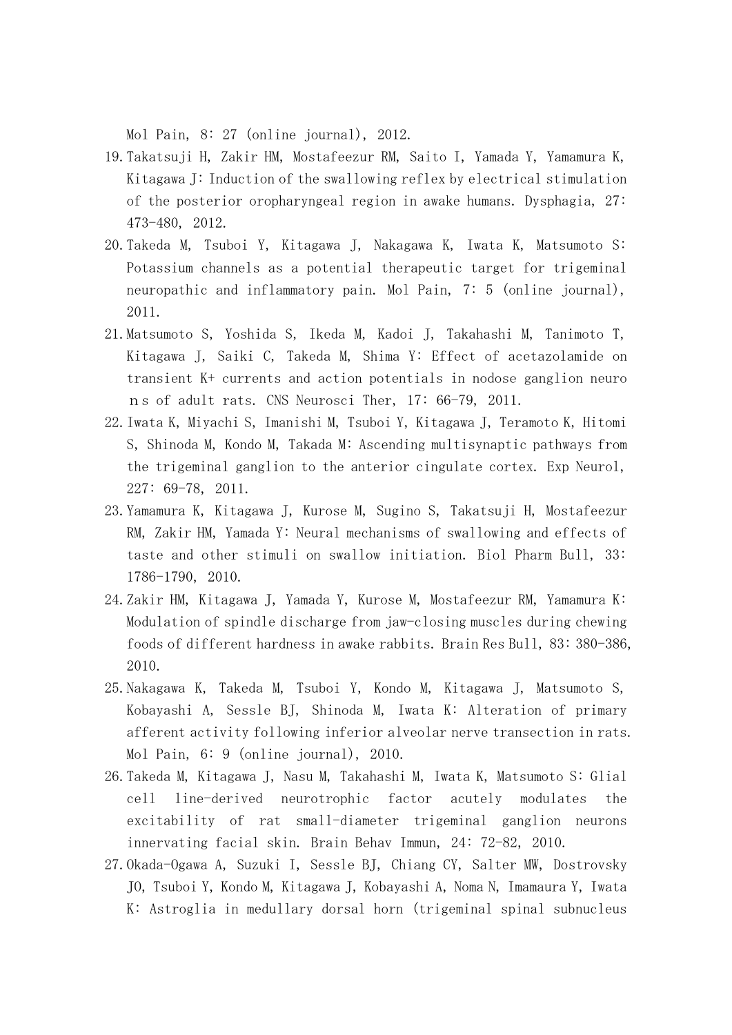Mol Pain, 8: 27 (online journal), 2012.

19. Takatsuji H, Zakir HM, Mostafeezur RM, Saito I, Yamada Y, Yamamura K, Kitagawa J: Induction of the swallowing reflex by electrical stimulation of the posterior oropharyngeal region in awake humans. Dysphagia, 27: 473-480, 2012.
20. Takeda M, Tsuboi Y, Kitagawa J, Nakagawa K, Iwata K, Matsumoto S: Potassium channels as a potential therapeutic target for trigeminal neuropathic and inflammatory pain. Mol Pain, 7: 5 (online journal), 2011.
21. Matsumoto S, Yoshida S, Ikeda M, Kadoi J, Takahashi M, Tanimoto T, Kitagawa J, Saiki C, Takeda M, Shima Y: Effect of acetazolamide on transient K+ currents and action potentials in nodose ganglion neuroｎs of adult rats. CNS Neurosci Ther, 17: 66-79, 2011.
22. Iwata K, Miyachi S, Imanishi M, Tsuboi Y, Kitagawa J, Teramoto K, Hitomi S, Shinoda M, Kondo M, Takada M: Ascending multisynaptic pathways from the trigeminal ganglion to the anterior cingulate cortex. Exp Neurol, 227: 69-78, 2011.
23. Yamamura K, Kitagawa J, Kurose M, Sugino S, Takatsuji H, Mostafeezur RM, Zakir HM, Yamada Y: Neural mechanisms of swallowing and effects of taste and other stimuli on swallow initiation. Biol Pharm Bull, 33: 1786-1790, 2010.
24. Zakir HM, Kitagawa J, Yamada Y, Kurose M, Mostafeezur RM, Yamamura K: Modulation of spindle discharge from jaw-closing muscles during chewing foods of different hardness in awake rabbits. Brain Res Bull, 83: 380-386, 2010.
25. Nakagawa K, Takeda M, Tsuboi Y, Kondo M, Kitagawa J, Matsumoto S, Kobayashi A, Sessle BJ, Shinoda M, Iwata K: Alteration of primary afferent activity following inferior alveolar nerve transection in rats. Mol Pain, 6: 9 (online journal), 2010.
26. Takeda M, Kitagawa J, Nasu M, Takahashi M, Iwata K, Matsumoto S: Glial cell line-derived neurotrophic factor acutely modulates the excitability of rat small-diameter trigeminal ganglion neurons innervating facial skin. Brain Behav Immun, 24: 72-82, 2010.
27. Okada-Ogawa A, Suzuki I, Sessle BJ, Chiang CY, Salter MW, Dostrovsky JO, Tsuboi Y, Kondo M, Kitagawa J, Kobayashi A, Noma N, Imamaura Y, Iwata K: Astroglia in medullary dorsal horn (trigeminal spinal subnucleus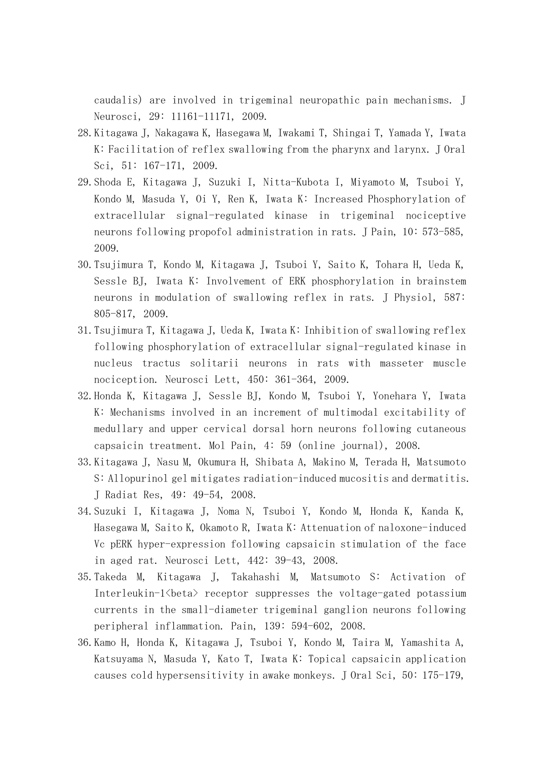caudalis) are involved in trigeminal neuropathic pain mechanisms. J Neurosci, 29: 11161-11171, 2009.

28. Kitagawa J, Nakagawa K, Hasegawa M, Iwakami T, Shingai T, Yamada Y, Iwata K: Facilitation of reflex swallowing from the pharynx and larynx. J Oral Sci, 51: 167-171, 2009.
29. Shoda E, Kitagawa J, Suzuki I, Nitta-Kubota I, Miyamoto M, Tsuboi Y, Kondo M, Masuda Y, Oi Y, Ren K, Iwata K: Increased Phosphorylation of extracellular signal-regulated kinase in trigeminal nociceptive neurons following propofol administration in rats. J Pain, 10: 573-585, 2009.
30. Tsujimura T, Kondo M, Kitagawa J, Tsuboi Y, Saito K, Tohara H, Ueda K, Sessle BJ, Iwata K: Involvement of ERK phosphorylation in brainstem neurons in modulation of swallowing reflex in rats. J Physiol, 587: 805-817, 2009.
31. Tsujimura T, Kitagawa J, Ueda K, Iwata K: Inhibition of swallowing reflex following phosphorylation of extracellular signal-regulated kinase in nucleus tractus solitarii neurons in rats with masseter muscle nociception. Neurosci Lett, 450: 361-364, 2009.
32. Honda K, Kitagawa J, Sessle BJ, Kondo M, Tsuboi Y, Yonehara Y, Iwata K: Mechanisms involved in an increment of multimodal excitability of medullary and upper cervical dorsal horn neurons following cutaneous capsaicin treatment. Mol Pain, 4: 59 (online journal), 2008.
33. Kitagawa J, Nasu M, Okumura H, Shibata A, Makino M, Terada H, Matsumoto S: Allopurinol gel mitigates radiation-induced mucositis and dermatitis. J Radiat Res, 49: 49-54, 2008.
34. Suzuki I, Kitagawa J, Noma N, Tsuboi Y, Kondo M, Honda K, Kanda K, Hasegawa M, Saito K, Okamoto R, Iwata K: Attenuation of naloxone-induced Vc pERK hyper-expression following capsaicin stimulation of the face in aged rat. Neurosci Lett, 442: 39-43, 2008.
35. Takeda M, Kitagawa J, Takahashi M, Matsumoto S: Activation of Interleukin-1<beta> receptor suppresses the voltage-gated potassium currents in the small-diameter trigeminal ganglion neurons following peripheral inflammation. Pain, 139: 594-602, 2008.
36. Kamo H, Honda K, Kitagawa J, Tsuboi Y, Kondo M, Taira M, Yamashita A, Katsuyama N, Masuda Y, Kato T, Iwata K: Topical capsaicin application causes cold hypersensitivity in awake monkeys. J Oral Sci, 50: 175-179,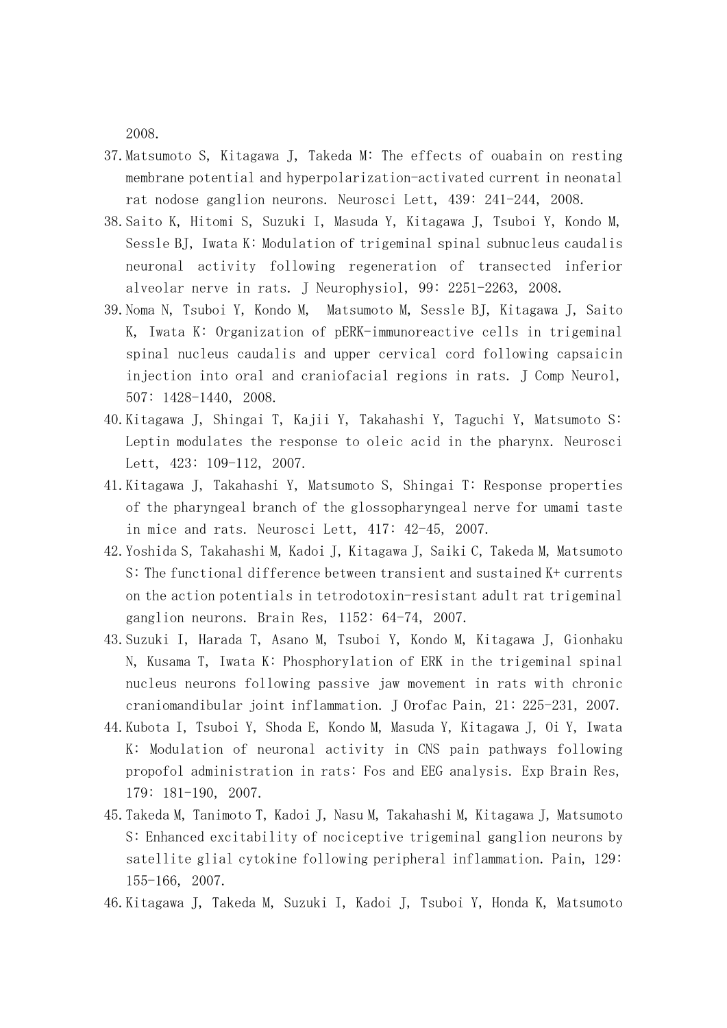2008.

37. Matsumoto S, Kitagawa J, Takeda M: The effects of ouabain on resting membrane potential and hyperpolarization-activated current in neonatal rat nodose ganglion neurons. Neurosci Lett, 439: 241-244, 2008.
38. Saito K, Hitomi S, Suzuki I, Masuda Y, Kitagawa J, Tsuboi Y, Kondo M, Sessle BJ, Iwata K: Modulation of trigeminal spinal subnucleus caudalis neuronal activity following regeneration of transected inferior alveolar nerve in rats. J Neurophysiol, 99: 2251-2263, 2008.
39. Noma N, Tsuboi Y, Kondo M, Matsumoto M, Sessle BJ, Kitagawa J, Saito K, Iwata K: Organization of pERK-immunoreactive cells in trigeminal spinal nucleus caudalis and upper cervical cord following capsaicin injection into oral and craniofacial regions in rats. J Comp Neurol, 507: 1428-1440, 2008.
40. Kitagawa J, Shingai T, Kajii Y, Takahashi Y, Taguchi Y, Matsumoto S: Leptin modulates the response to oleic acid in the pharynx. Neurosci Lett, 423: 109-112, 2007.
41. Kitagawa J, Takahashi Y, Matsumoto S, Shingai T: Response properties of the pharyngeal branch of the glossopharyngeal nerve for umami taste in mice and rats. Neurosci Lett, 417: 42-45, 2007.
42. Yoshida S, Takahashi M, Kadoi J, Kitagawa J, Saiki C, Takeda M, Matsumoto S: The functional difference between transient and sustained K+ currents on the action potentials in tetrodotoxin-resistant adult rat trigeminal ganglion neurons. Brain Res, 1152: 64-74, 2007.
43. Suzuki I, Harada T, Asano M, Tsuboi Y, Kondo M, Kitagawa J, Gionhaku N, Kusama T, Iwata K: Phosphorylation of ERK in the trigeminal spinal nucleus neurons following passive jaw movement in rats with chronic craniomandibular joint inflammation. J Orofac Pain, 21: 225-231, 2007.
44. Kubota I, Tsuboi Y, Shoda E, Kondo M, Masuda Y, Kitagawa J, Oi Y, Iwata K: Modulation of neuronal activity in CNS pain pathways following propofol administration in rats: Fos and EEG analysis. Exp Brain Res, 179: 181-190, 2007.
45. Takeda M, Tanimoto T, Kadoi J, Nasu M, Takahashi M, Kitagawa J, Matsumoto S: Enhanced excitability of nociceptive trigeminal ganglion neurons by satellite glial cytokine following peripheral inflammation. Pain, 129: 155-166, 2007.
46. Kitagawa J, Takeda M, Suzuki I, Kadoi J, Tsuboi Y, Honda K, Matsumoto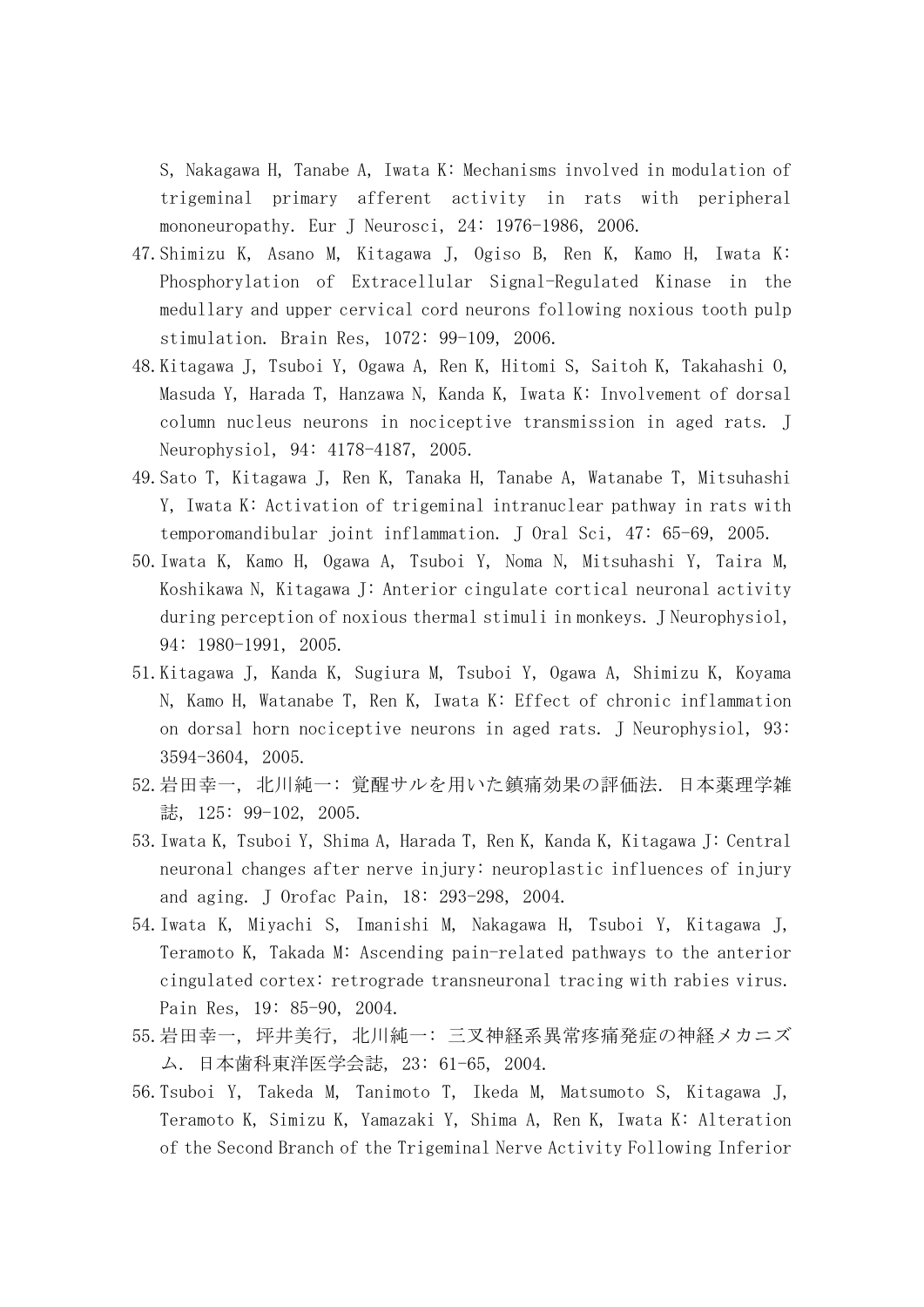S, Nakagawa H, Tanabe A, Iwata K: Mechanisms involved in modulation of trigeminal primary afferent activity in rats with peripheral mononeuropathy. Eur J Neurosci, 24: 1976-1986, 2006.

47. Shimizu K, Asano M, Kitagawa J, Ogiso B, Ren K, Kamo H, Iwata K: Phosphorylation of Extracellular Signal-Regulated Kinase in the medullary and upper cervical cord neurons following noxious tooth pulp stimulation. Brain Res, 1072: 99-109, 2006.
48. Kitagawa J, Tsuboi Y, Ogawa A, Ren K, Hitomi S, Saitoh K, Takahashi O, Masuda Y, Harada T, Hanzawa N, Kanda K, Iwata K: Involvement of dorsal column nucleus neurons in nociceptive transmission in aged rats. J Neurophysiol, 94: 4178-4187, 2005.
49. Sato T, Kitagawa J, Ren K, Tanaka H, Tanabe A, Watanabe T, Mitsuhashi Y, Iwata K: Activation of trigeminal intranuclear pathway in rats with temporomandibular joint inflammation. J Oral Sci, 47: 65-69, 2005.
50. Iwata K, Kamo H, Ogawa A, Tsuboi Y, Noma N, Mitsuhashi Y, Taira M, Koshikawa N, Kitagawa J: Anterior cingulate cortical neuronal activity during perception of noxious thermal stimuli in monkeys. J Neurophysiol, 94: 1980-1991, 2005.
51. Kitagawa J, Kanda K, Sugiura M, Tsuboi Y, Ogawa A, Shimizu K, Koyama N, Kamo H, Watanabe T, Ren K, Iwata K: Effect of chronic inflammation on dorsal horn nociceptive neurons in aged rats. J Neurophysiol, 93: 3594-3604, 2005.
52. 岩田幸一, 北川純一: 覚醒サルを用いた鎮痛効果の評価法. 日本薬理学雑誌, 125: 99-102, 2005.
53. Iwata K, Tsuboi Y, Shima A, Harada T, Ren K, Kanda K, Kitagawa J: Central neuronal changes after nerve injury: neuroplastic influences of injury and aging. J Orofac Pain, 18: 293-298, 2004.
54. Iwata K, Miyachi S, Imanishi M, Nakagawa H, Tsuboi Y, Kitagawa J, Teramoto K, Takada M: Ascending pain-related pathways to the anterior cingulated cortex: retrograde transneuronal tracing with rabies virus. Pain Res, 19: 85-90, 2004.
55. 岩田幸一, 坪井美行, 北川純一: 三叉神経系異常疼痛発症の神経メカニズム. 日本歯科東洋医学会誌, 23: 61-65, 2004.
56. Tsuboi Y, Takeda M, Tanimoto T, Ikeda M, Matsumoto S, Kitagawa J, Teramoto K, Simizu K, Yamazaki Y, Shima A, Ren K, Iwata K: Alteration of the Second Branch of the Trigeminal Nerve Activity Following Inferior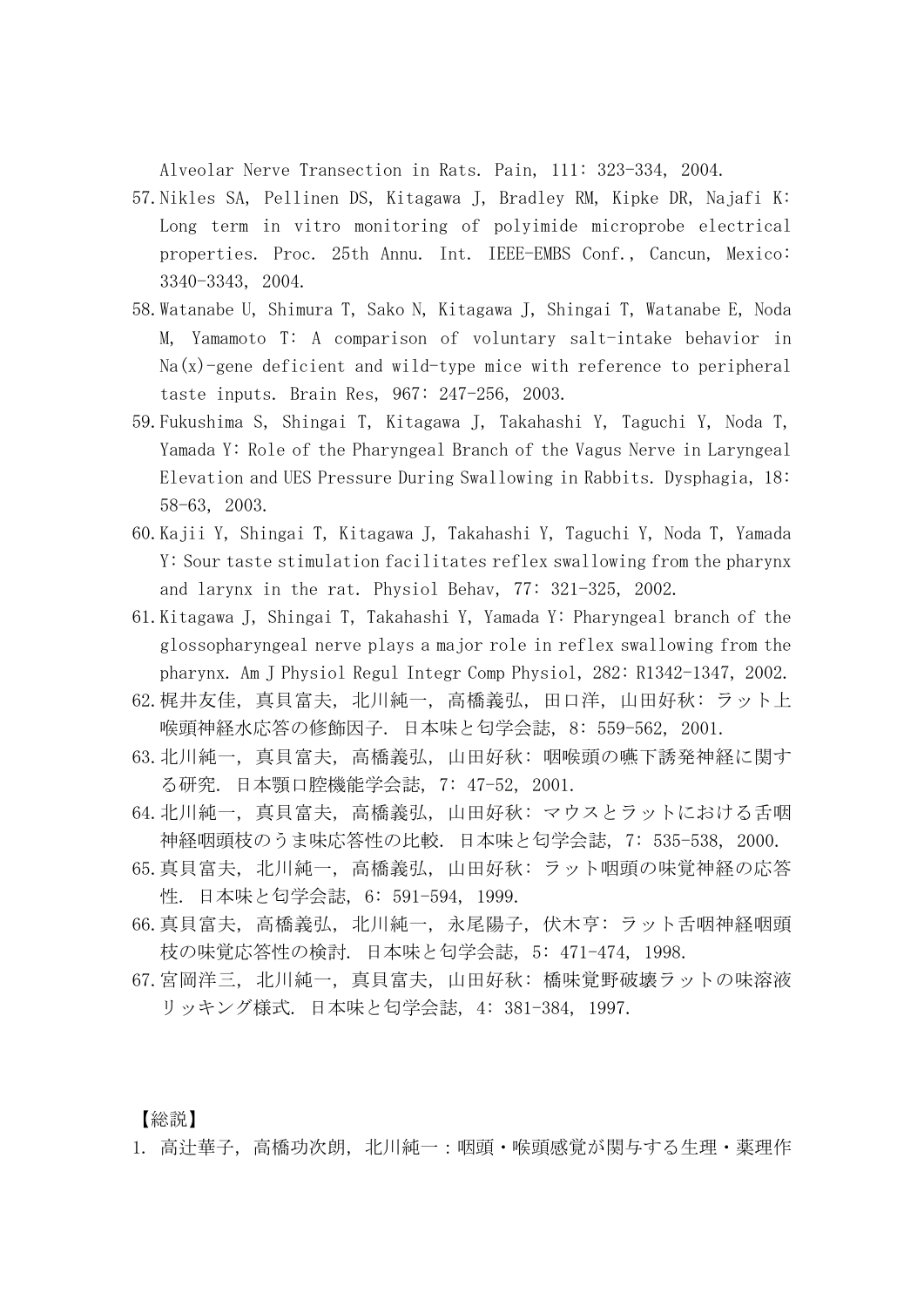Alveolar Nerve Transection in Rats. Pain, 111: 323-334, 2004.

57. Nikles SA, Pellinen DS, Kitagawa J, Bradley RM, Kipke DR, Najafi K: Long term in vitro monitoring of polyimide microprobe electrical properties. Proc. 25th Annu. Int. IEEE-EMBS Conf., Cancun, Mexico: 3340-3343, 2004.
58. Watanabe U, Shimura T, Sako N, Kitagawa J, Shingai T, Watanabe E, Noda M, Yamamoto T: A comparison of voluntary salt-intake behavior in Na(x)-gene deficient and wild-type mice with reference to peripheral taste inputs. Brain Res, 967: 247-256, 2003.
59. Fukushima S, Shingai T, Kitagawa J, Takahashi Y, Taguchi Y, Noda T, Yamada Y: Role of the Pharyngeal Branch of the Vagus Nerve in Laryngeal Elevation and UES Pressure During Swallowing in Rabbits. Dysphagia, 18: 58-63, 2003.
60. Kajii Y, Shingai T, Kitagawa J, Takahashi Y, Taguchi Y, Noda T, Yamada Y: Sour taste stimulation facilitates reflex swallowing from the pharynx and larynx in the rat. Physiol Behav, 77: 321-325, 2002.
61. Kitagawa J, Shingai T, Takahashi Y, Yamada Y: Pharyngeal branch of the glossopharyngeal nerve plays a major role in reflex swallowing from the pharynx. Am J Physiol Regul Integr Comp Physiol, 282: R1342-1347, 2002.
62. 梶井友佳, 真貝富夫, 北川純一, 高橋義弘, 田口洋, 山田好秋: ラット上喉頭神経水応答の修飾因子. 日本味と匂学会誌, 8: 559-562, 2001.
63. 北川純一, 真貝富夫, 高橋義弘, 山田好秋: 咽喉頭の嚥下誘発神経に関する研究. 日本顎口腔機能学会誌, 7: 47-52, 2001.
64. 北川純一, 真貝富夫, 高橋義弘, 山田好秋: マウスとラットにおける舌咽神経咽頭枝のうま味応答性の比較. 日本味と匂学会誌, 7: 535-538, 2000.
65. 真貝富夫, 北川純一, 高橋義弘, 山田好秋: ラット咽頭の味覚神経の応答性. 日本味と匂学会誌, 6: 591-594, 1999.
66. 真貝富夫, 高橋義弘, 北川純一, 永尾陽子, 伏木亨: ラット舌咽神経咽頭枝の味覚応答性の検討. 日本味と匂学会誌, 5: 471-474, 1998.
67. 宮岡洋三, 北川純一, 真貝富夫, 山田好秋: 橋味覚野破壊ラットの味溶液リッキング様式. 日本味と匂学会誌, 4: 381-384, 1997.

【総説】

1. 高辻華子, 高橋功次朗, 北川純一：咽頭・喉頭感覚が関与する生理・薬理作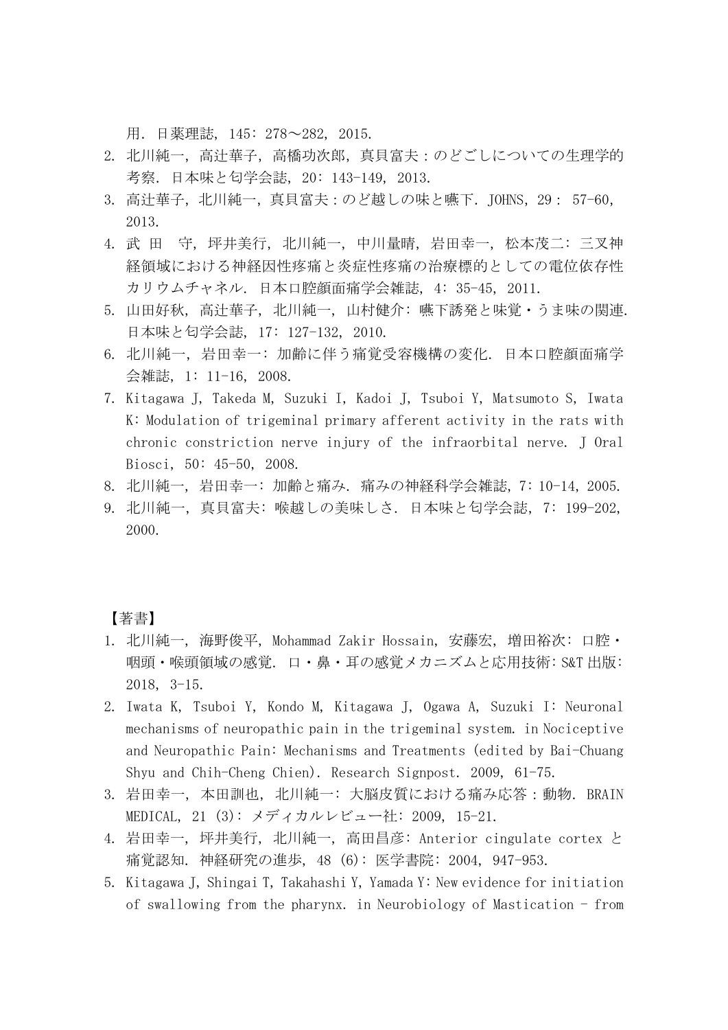用. 日薬理誌, 145: 278～282, 2015.

2. 北川純一, 高辻華子, 高橋功次郎, 真貝富夫：のどごしについての生理学的考察. 日本味と匂学会誌, 20: 143-149, 2013.
3. 高辻華子, 北川純一, 真貝富夫：のど越しの味と嚥下. JOHNS, 29： 57-60, 2013.
4. 武 田　守, 坪井美行, 北川純一, 中川量晴, 岩田幸一, 松本茂二: 三叉神経領域における神経因性疼痛と炎症性疼痛の治療標的としての電位依存性カリウムチャネル. 日本口腔顔面痛学会雑誌, 4: 35-45, 2011.
5. 山田好秋, 高辻華子, 北川純一, 山村健介: 嚥下誘発と味覚・うま味の関連. 日本味と匂学会誌, 17: 127-132, 2010.
6. 北川純一, 岩田幸一: 加齢に伴う痛覚受容機構の変化. 日本口腔顔面痛学会雑誌, 1: 11-16, 2008.
7. Kitagawa J, Takeda M, Suzuki I, Kadoi J, Tsuboi Y, Matsumoto S, Iwata K: Modulation of trigeminal primary afferent activity in the rats with chronic constriction nerve injury of the infraorbital nerve. J Oral Biosci, 50: 45-50, 2008.
8. 北川純一, 岩田幸一: 加齢と痛み. 痛みの神経科学会雑誌, 7: 10-14, 2005.
9. 北川純一, 真貝富夫: 喉越しの美味しさ. 日本味と匂学会誌, 7: 199-202, 2000.

【著書】

1. 北川純一, 海野俊平, Mohammad Zakir Hossain, 安藤宏, 増田裕次: 口腔・咽頭・喉頭領域の感覚. 口・鼻・耳の感覚メカニズムと応用技術: S&T 出版: 2018, 3-15.
2. Iwata K, Tsuboi Y, Kondo M, Kitagawa J, Ogawa A, Suzuki I: Neuronal mechanisms of neuropathic pain in the trigeminal system. in Nociceptive and Neuropathic Pain: Mechanisms and Treatments (edited by Bai-Chuang Shyu and Chih-Cheng Chien). Research Signpost. 2009, 61-75.
3. 岩田幸一, 本田訓也, 北川純一: 大脳皮質における痛み応答：動物. BRAIN MEDICAL, 21 (3): メディカルレビュー社: 2009, 15-21.
4. 岩田幸一, 坪井美行, 北川純一, 高田昌彦: Anterior cingulate cortex と痛覚認知. 神経研究の進歩, 48 (6): 医学書院: 2004, 947-953.
5. Kitagawa J, Shingai T, Takahashi Y, Yamada Y: New evidence for initiation of swallowing from the pharynx. in Neurobiology of Mastication - from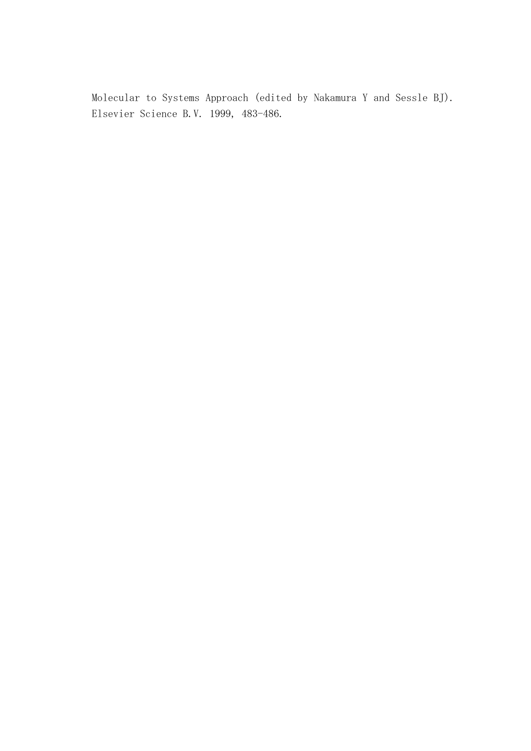Molecular to Systems Approach (edited by Nakamura Y and Sessle BJ). Elsevier Science B.V. 1999, 483-486.